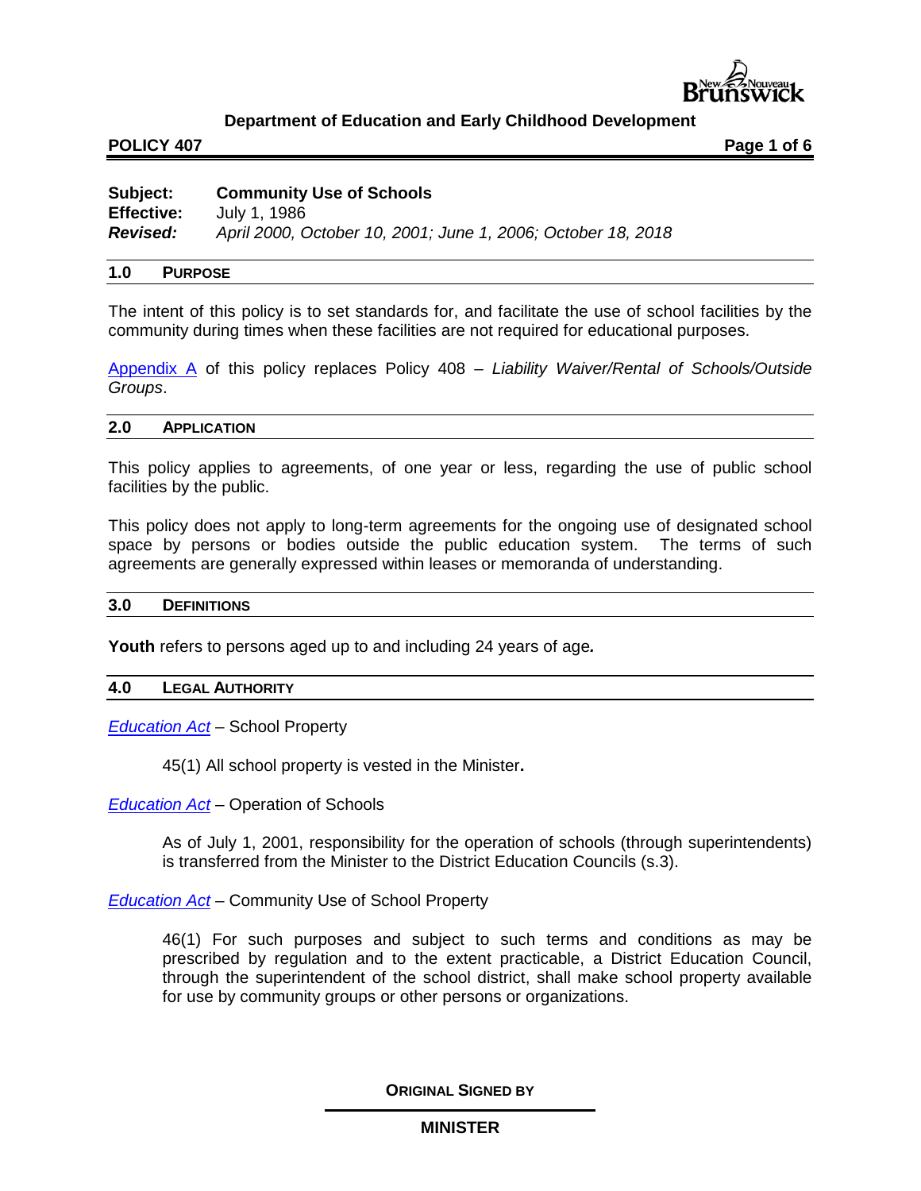**Department of Education and Early Childhood Development**

**POLICY 407**

**Subject:** **Community Use of Schools**
**Effective:** July 1, 1986
***Revised:*** *April 2000, October 10, 2001; June 1, 2006; October 18, 2018*

## 1.0 PURPOSE

The intent of this policy is to set standards for, and facilitate the use of school facilities by the community during times when these facilities are not required for educational purposes.

Appendix A of this policy replaces Policy 408 – *Liability Waiver/Rental of Schools/Outside Groups*.

## 2.0 APPLICATION

This policy applies to agreements, of one year or less, regarding the use of public school facilities by the public.

This policy does not apply to long-term agreements for the ongoing use of designated school space by persons or bodies outside the public education system. The terms of such agreements are generally expressed within leases or memoranda of understanding.

## 3.0 DEFINITIONS

**Youth** refers to persons aged up to and including 24 years of age.

## 4.0 LEGAL AUTHORITY

*Education Act* – School Property

> 45(1) All school property is vested in the Minister.

*Education Act* – Operation of Schools

> As of July 1, 2001, responsibility for the operation of schools (through superintendents) is transferred from the Minister to the District Education Councils (s.3).

*Education Act* – Community Use of School Property

> 46(1) For such purposes and subject to such terms and conditions as may be prescribed by regulation and to the extent practicable, a District Education Council, through the superintendent of the school district, shall make school property available for use by community groups or other persons or organizations.

**ORIGINAL SIGNED BY**

**MINISTER**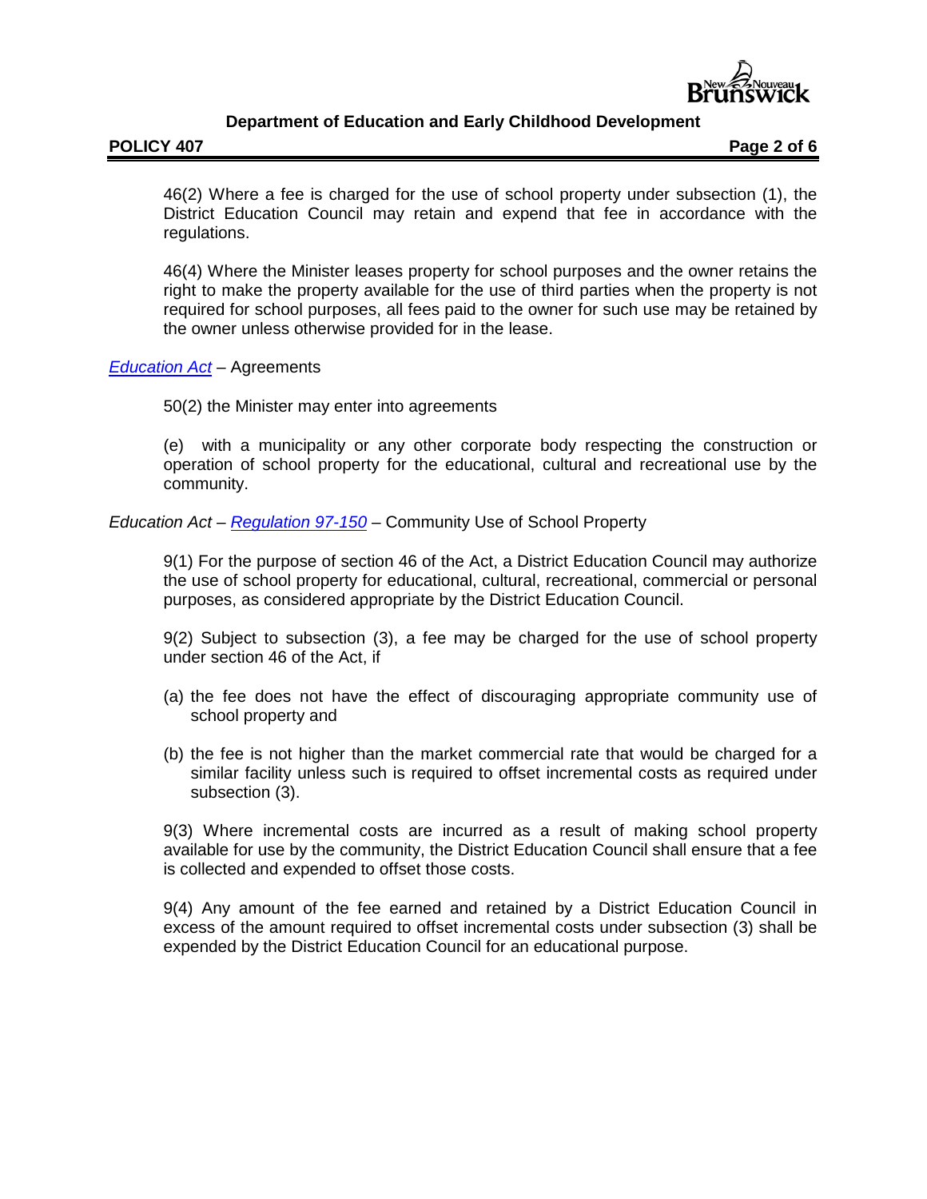46(2) Where a fee is charged for the use of school property under subsection (1), the District Education Council may retain and expend that fee in accordance with the regulations.

46(4) Where the Minister leases property for school purposes and the owner retains the right to make the property available for the use of third parties when the property is not required for school purposes, all fees paid to the owner for such use may be retained by the owner unless otherwise provided for in the lease.

*Education Act* – Agreements

50(2) the Minister may enter into agreements

(e) with a municipality or any other corporate body respecting the construction or operation of school property for the educational, cultural and recreational use by the community.

*Education Act* – *Regulation 97-150* – Community Use of School Property

9(1) For the purpose of section 46 of the Act, a District Education Council may authorize the use of school property for educational, cultural, recreational, commercial or personal purposes, as considered appropriate by the District Education Council.

9(2) Subject to subsection (3), a fee may be charged for the use of school property under section 46 of the Act, if

(a) the fee does not have the effect of discouraging appropriate community use of school property and

(b) the fee is not higher than the market commercial rate that would be charged for a similar facility unless such is required to offset incremental costs as required under subsection (3).

9(3) Where incremental costs are incurred as a result of making school property available for use by the community, the District Education Council shall ensure that a fee is collected and expended to offset those costs.

9(4) Any amount of the fee earned and retained by a District Education Council in excess of the amount required to offset incremental costs under subsection (3) shall be expended by the District Education Council for an educational purpose.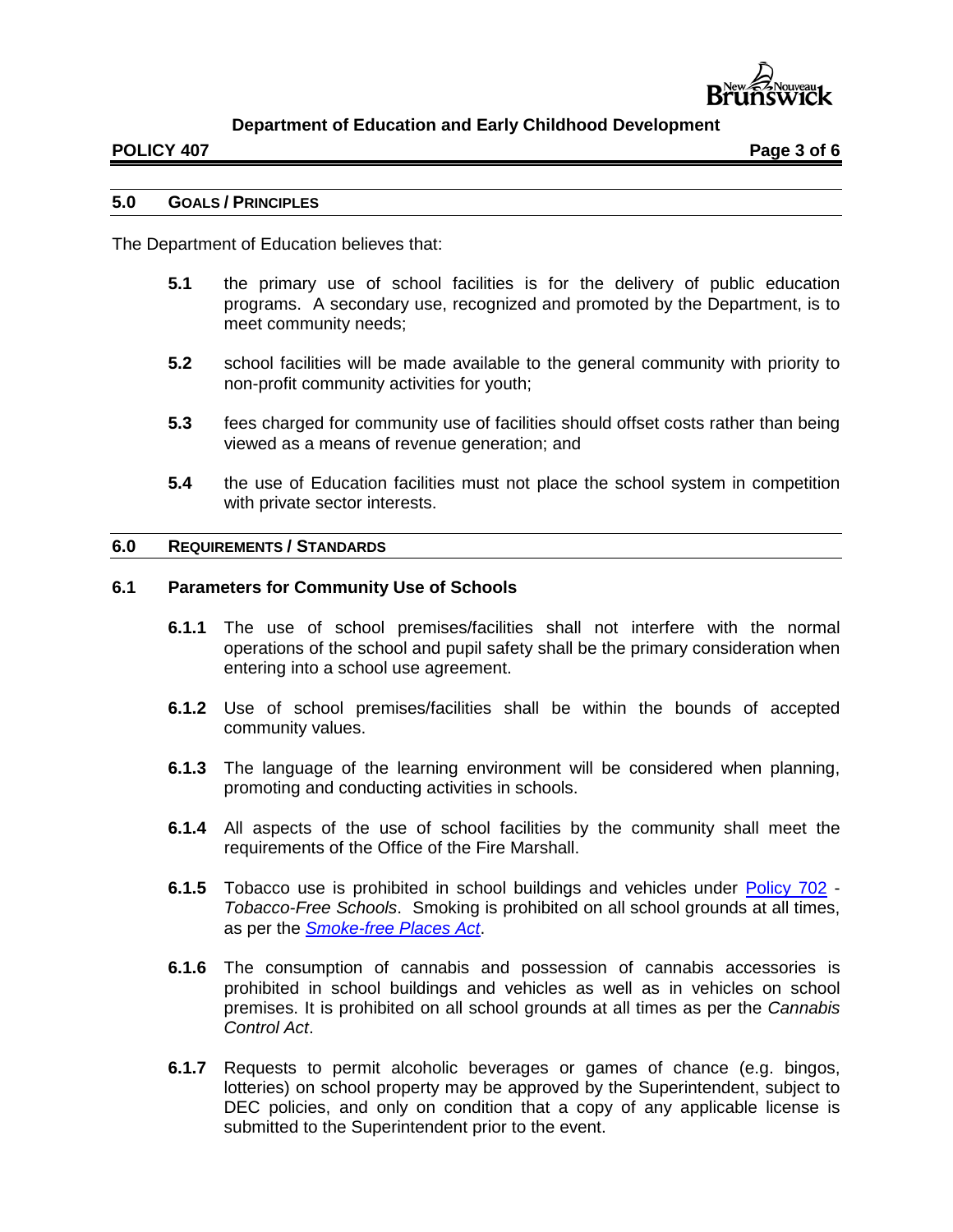## 5.0 GOALS / PRINCIPLES

The Department of Education believes that:

**5.1** the primary use of school facilities is for the delivery of public education programs. A secondary use, recognized and promoted by the Department, is to meet community needs;

**5.2** school facilities will be made available to the general community with priority to non-profit community activities for youth;

**5.3** fees charged for community use of facilities should offset costs rather than being viewed as a means of revenue generation; and

**5.4** the use of Education facilities must not place the school system in competition with private sector interests.

## 6.0 REQUIREMENTS / STANDARDS

### 6.1 Parameters for Community Use of Schools

**6.1.1** The use of school premises/facilities shall not interfere with the normal operations of the school and pupil safety shall be the primary consideration when entering into a school use agreement.

**6.1.2** Use of school premises/facilities shall be within the bounds of accepted community values.

**6.1.3** The language of the learning environment will be considered when planning, promoting and conducting activities in schools.

**6.1.4** All aspects of the use of school facilities by the community shall meet the requirements of the Office of the Fire Marshall.

**6.1.5** Tobacco use is prohibited in school buildings and vehicles under Policy 702 - *Tobacco-Free Schools*. Smoking is prohibited on all school grounds at all times, as per the *Smoke-free Places Act*.

**6.1.6** The consumption of cannabis and possession of cannabis accessories is prohibited in school buildings and vehicles as well as in vehicles on school premises. It is prohibited on all school grounds at all times as per the *Cannabis Control Act*.

**6.1.7** Requests to permit alcoholic beverages or games of chance (e.g. bingos, lotteries) on school property may be approved by the Superintendent, subject to DEC policies, and only on condition that a copy of any applicable license is submitted to the Superintendent prior to the event.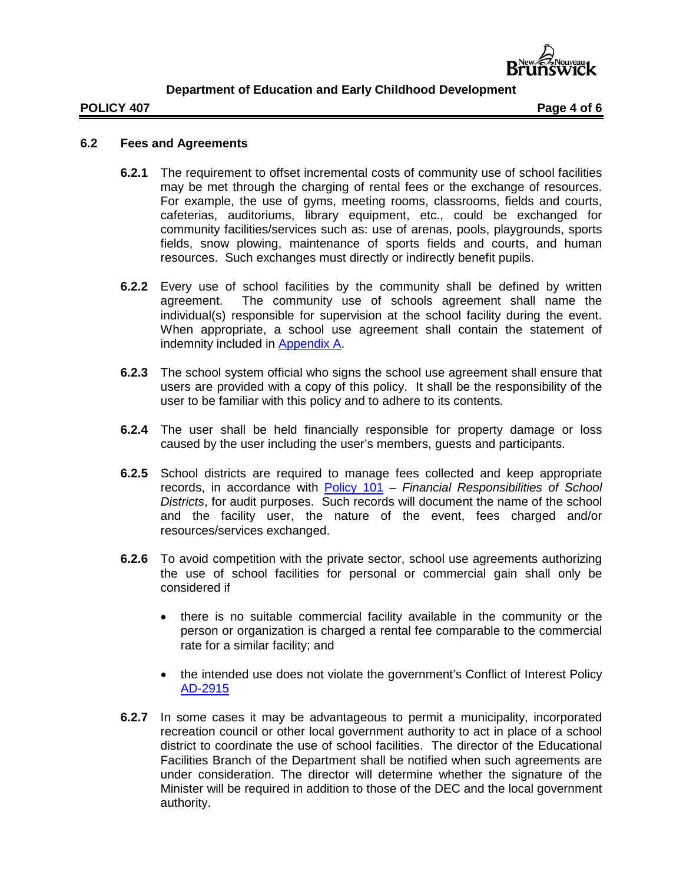### 6.2 Fees and Agreements

**6.2.1** The requirement to offset incremental costs of community use of school facilities may be met through the charging of rental fees or the exchange of resources. For example, the use of gyms, meeting rooms, classrooms, fields and courts, cafeterias, auditoriums, library equipment, etc., could be exchanged for community facilities/services such as: use of arenas, pools, playgrounds, sports fields, snow plowing, maintenance of sports fields and courts, and human resources. Such exchanges must directly or indirectly benefit pupils.

**6.2.2** Every use of school facilities by the community shall be defined by written agreement. The community use of schools agreement shall name the individual(s) responsible for supervision at the school facility during the event. When appropriate, a school use agreement shall contain the statement of indemnity included in Appendix A.

**6.2.3** The school system official who signs the school use agreement shall ensure that users are provided with a copy of this policy. It shall be the responsibility of the user to be familiar with this policy and to adhere to its contents.

**6.2.4** The user shall be held financially responsible for property damage or loss caused by the user including the user's members, guests and participants.

**6.2.5** School districts are required to manage fees collected and keep appropriate records, in accordance with Policy 101 – *Financial Responsibilities of School Districts*, for audit purposes. Such records will document the name of the school and the facility user, the nature of the event, fees charged and/or resources/services exchanged.

**6.2.6** To avoid competition with the private sector, school use agreements authorizing the use of school facilities for personal or commercial gain shall only be considered if

- there is no suitable commercial facility available in the community or the person or organization is charged a rental fee comparable to the commercial rate for a similar facility; and
- the intended use does not violate the government's Conflict of Interest Policy AD-2915

**6.2.7** In some cases it may be advantageous to permit a municipality, incorporated recreation council or other local government authority to act in place of a school district to coordinate the use of school facilities. The director of the Educational Facilities Branch of the Department shall be notified when such agreements are under consideration. The director will determine whether the signature of the Minister will be required in addition to those of the DEC and the local government authority.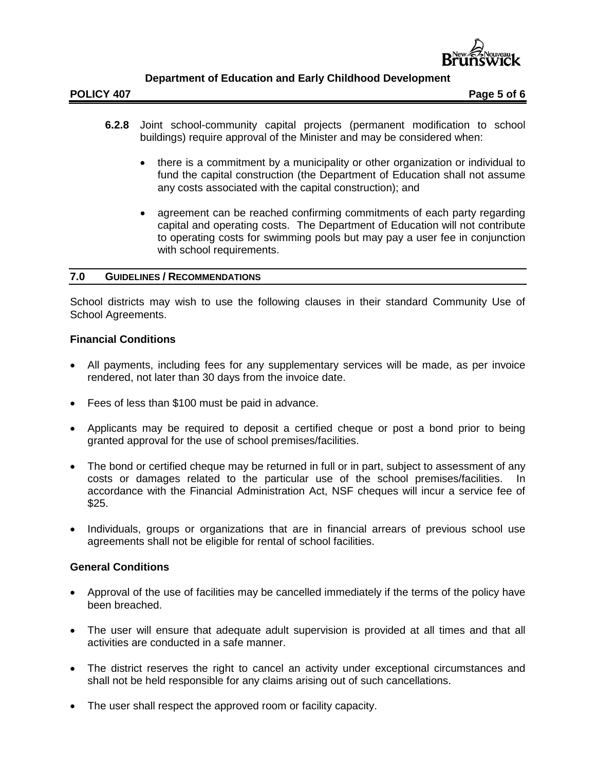**6.2.8** Joint school-community capital projects (permanent modification to school buildings) require approval of the Minister and may be considered when:

- there is a commitment by a municipality or other organization or individual to fund the capital construction (the Department of Education shall not assume any costs associated with the capital construction); and
- agreement can be reached confirming commitments of each party regarding capital and operating costs. The Department of Education will not contribute to operating costs for swimming pools but may pay a user fee in conjunction with school requirements.

## 7.0 GUIDELINES / RECOMMENDATIONS

School districts may wish to use the following clauses in their standard Community Use of School Agreements.

**Financial Conditions**

- All payments, including fees for any supplementary services will be made, as per invoice rendered, not later than 30 days from the invoice date.
- Fees of less than $100 must be paid in advance.
- Applicants may be required to deposit a certified cheque or post a bond prior to being granted approval for the use of school premises/facilities.
- The bond or certified cheque may be returned in full or in part, subject to assessment of any costs or damages related to the particular use of the school premises/facilities. In accordance with the Financial Administration Act, NSF cheques will incur a service fee of $25.
- Individuals, groups or organizations that are in financial arrears of previous school use agreements shall not be eligible for rental of school facilities.

**General Conditions**

- Approval of the use of facilities may be cancelled immediately if the terms of the policy have been breached.
- The user will ensure that adequate adult supervision is provided at all times and that all activities are conducted in a safe manner.
- The district reserves the right to cancel an activity under exceptional circumstances and shall not be held responsible for any claims arising out of such cancellations.
- The user shall respect the approved room or facility capacity.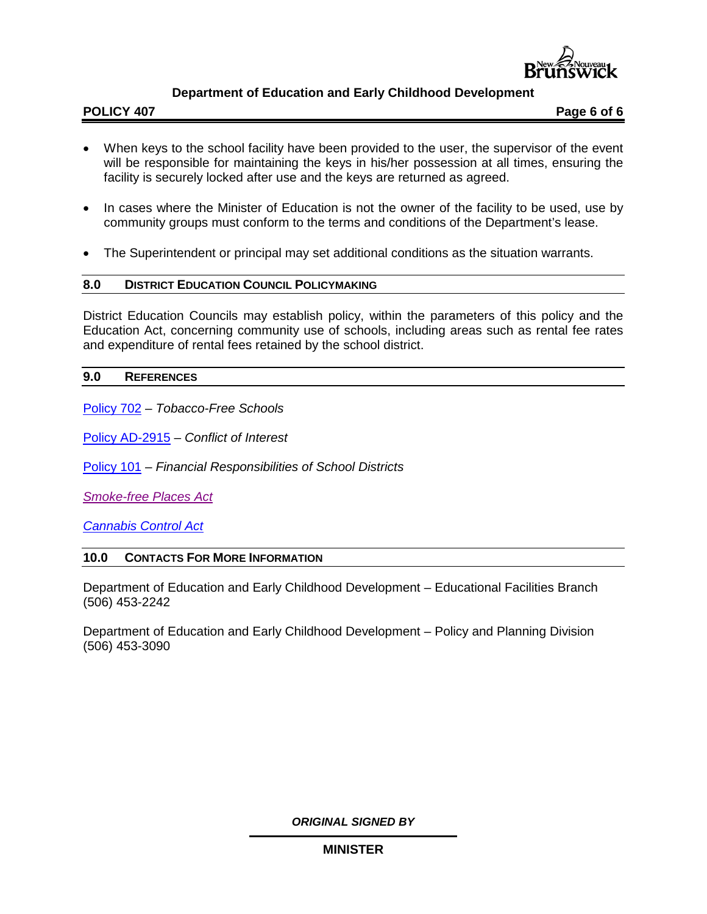- When keys to the school facility have been provided to the user, the supervisor of the event will be responsible for maintaining the keys in his/her possession at all times, ensuring the facility is securely locked after use and the keys are returned as agreed.
- In cases where the Minister of Education is not the owner of the facility to be used, use by community groups must conform to the terms and conditions of the Department's lease.
- The Superintendent or principal may set additional conditions as the situation warrants.

## 8.0 District Education Council Policymaking

District Education Councils may establish policy, within the parameters of this policy and the Education Act, concerning community use of schools, including areas such as rental fee rates and expenditure of rental fees retained by the school district.

## 9.0 References

Policy 702 – *Tobacco-Free Schools*

Policy AD-2915 – *Conflict of Interest*

Policy 101 – *Financial Responsibilities of School Districts*

*Smoke-free Places Act*

*Cannabis Control Act*

## 10.0 Contacts For More Information

Department of Education and Early Childhood Development – Educational Facilities Branch
(506) 453-2242

Department of Education and Early Childhood Development – Policy and Planning Division
(506) 453-3090

***ORIGINAL SIGNED BY***

**MINISTER**